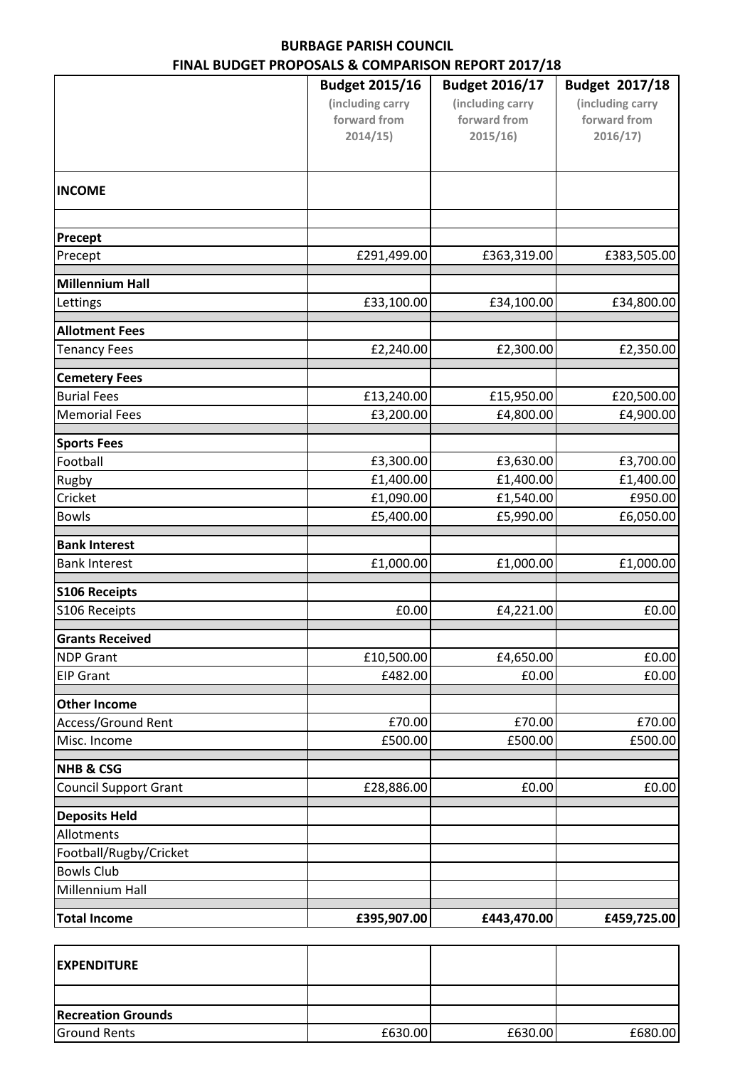**BURBAGE PARISH COUNCIL**
**FINAL BUDGET PROPOSALS & COMPARISON REPORT 2017/18**

| | **Budget 2015/16** (including carry forward from 2014/15) | **Budget 2016/17** (including carry forward from 2015/16) | **Budget 2017/18** (including carry forward from 2016/17) |
|---|---|---|---|
| **INCOME** | | | |
| | | | |
| **Precept** | | | |
| Precept | £291,499.00 | £363,319.00 | £383,505.00 |
| **Millennium Hall** | | | |
| Lettings | £33,100.00 | £34,100.00 | £34,800.00 |
| **Allotment Fees** | | | |
| Tenancy Fees | £2,240.00 | £2,300.00 | £2,350.00 |
| **Cemetery Fees** | | | |
| Burial Fees | £13,240.00 | £15,950.00 | £20,500.00 |
| Memorial Fees | £3,200.00 | £4,800.00 | £4,900.00 |
| **Sports Fees** | | | |
| Football | £3,300.00 | £3,630.00 | £3,700.00 |
| Rugby | £1,400.00 | £1,400.00 | £1,400.00 |
| Cricket | £1,090.00 | £1,540.00 | £950.00 |
| Bowls | £5,400.00 | £5,990.00 | £6,050.00 |
| **Bank Interest** | | | |
| Bank Interest | £1,000.00 | £1,000.00 | £1,000.00 |
| **S106 Receipts** | | | |
| S106 Receipts | £0.00 | £4,221.00 | £0.00 |
| **Grants Received** | | | |
| NDP Grant | £10,500.00 | £4,650.00 | £0.00 |
| EIP Grant | £482.00 | £0.00 | £0.00 |
| **Other Income** | | | |
| Access/Ground Rent | £70.00 | £70.00 | £70.00 |
| Misc. Income | £500.00 | £500.00 | £500.00 |
| **NHB & CSG** | | | |
| Council Support Grant | £28,886.00 | £0.00 | £0.00 |
| **Deposits Held** | | | |
| Allotments | | | |
| Football/Rugby/Cricket | | | |
| Bowls Club | | | |
| Millennium Hall | | | |
| **Total Income** | **£395,907.00** | **£443,470.00** | **£459,725.00** |

| | | | |
|---|---|---|---|
| **EXPENDITURE** | | | |
| | | | |
| **Recreation Grounds** | | | |
| Ground Rents | £630.00 | £630.00 | £680.00 |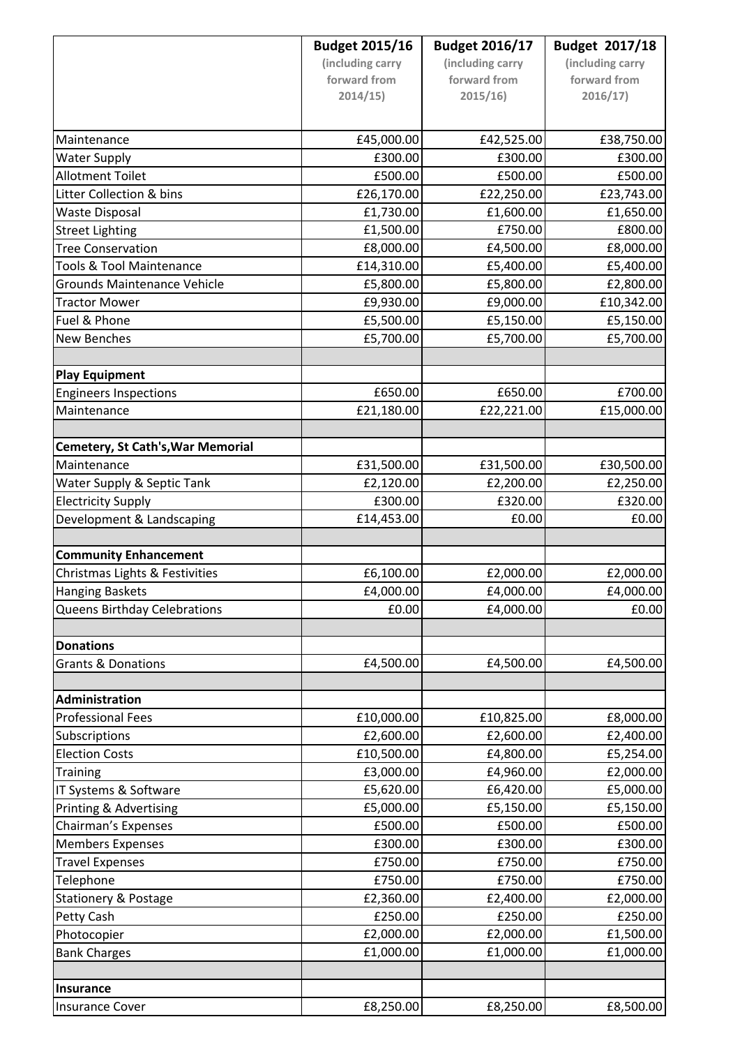| | **Budget 2015/16** (including carry forward from 2014/15) | **Budget 2016/17** (including carry forward from 2015/16) | **Budget 2017/18** (including carry forward from 2016/17) |
|---|---|---|---|
| Maintenance | £45,000.00 | £42,525.00 | £38,750.00 |
| Water Supply | £300.00 | £300.00 | £300.00 |
| Allotment Toilet | £500.00 | £500.00 | £500.00 |
| Litter Collection & bins | £26,170.00 | £22,250.00 | £23,743.00 |
| Waste Disposal | £1,730.00 | £1,600.00 | £1,650.00 |
| Street Lighting | £1,500.00 | £750.00 | £800.00 |
| Tree Conservation | £8,000.00 | £4,500.00 | £8,000.00 |
| Tools & Tool Maintenance | £14,310.00 | £5,400.00 | £5,400.00 |
| Grounds Maintenance Vehicle | £5,800.00 | £5,800.00 | £2,800.00 |
| Tractor Mower | £9,930.00 | £9,000.00 | £10,342.00 |
| Fuel & Phone | £5,500.00 | £5,150.00 | £5,150.00 |
| New Benches | £5,700.00 | £5,700.00 | £5,700.00 |
| | | | |
| **Play Equipment** | | | |
| Engineers Inspections | £650.00 | £650.00 | £700.00 |
| Maintenance | £21,180.00 | £22,221.00 | £15,000.00 |
| | | | |
| **Cemetery, St Cath's,War Memorial** | | | |
| Maintenance | £31,500.00 | £31,500.00 | £30,500.00 |
| Water Supply & Septic Tank | £2,120.00 | £2,200.00 | £2,250.00 |
| Electricity Supply | £300.00 | £320.00 | £320.00 |
| Development & Landscaping | £14,453.00 | £0.00 | £0.00 |
| | | | |
| **Community Enhancement** | | | |
| Christmas Lights & Festivities | £6,100.00 | £2,000.00 | £2,000.00 |
| Hanging Baskets | £4,000.00 | £4,000.00 | £4,000.00 |
| Queens Birthday Celebrations | £0.00 | £4,000.00 | £0.00 |
| | | | |
| **Donations** | | | |
| Grants & Donations | £4,500.00 | £4,500.00 | £4,500.00 |
| | | | |
| **Administration** | | | |
| Professional Fees | £10,000.00 | £10,825.00 | £8,000.00 |
| Subscriptions | £2,600.00 | £2,600.00 | £2,400.00 |
| Election Costs | £10,500.00 | £4,800.00 | £5,254.00 |
| Training | £3,000.00 | £4,960.00 | £2,000.00 |
| IT Systems & Software | £5,620.00 | £6,420.00 | £5,000.00 |
| Printing & Advertising | £5,000.00 | £5,150.00 | £5,150.00 |
| Chairman's Expenses | £500.00 | £500.00 | £500.00 |
| Members Expenses | £300.00 | £300.00 | £300.00 |
| Travel Expenses | £750.00 | £750.00 | £750.00 |
| Telephone | £750.00 | £750.00 | £750.00 |
| Stationery & Postage | £2,360.00 | £2,400.00 | £2,000.00 |
| Petty Cash | £250.00 | £250.00 | £250.00 |
| Photocopier | £2,000.00 | £2,000.00 | £1,500.00 |
| Bank Charges | £1,000.00 | £1,000.00 | £1,000.00 |
| | | | |
| **Insurance** | | | |
| Insurance Cover | £8,250.00 | £8,250.00 | £8,500.00 |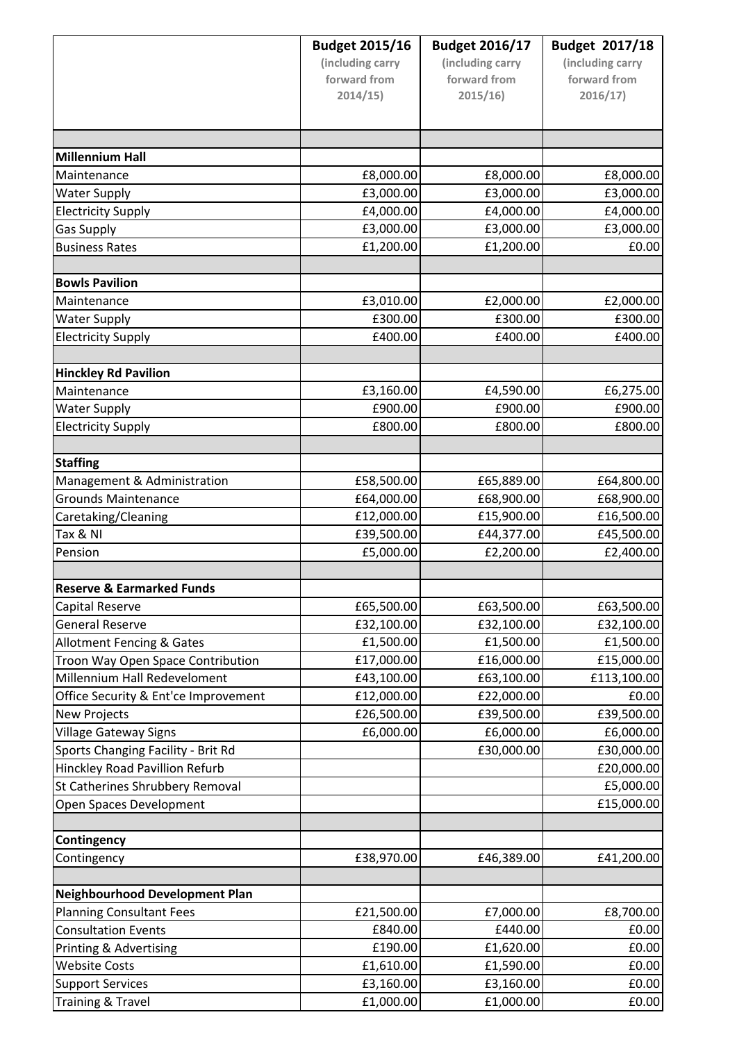| | Budget 2015/16 (including carry forward from 2014/15) | Budget 2016/17 (including carry forward from 2015/16) | Budget 2017/18 (including carry forward from 2016/17) |
|---|---|---|---|
| | | | |
| **Millennium Hall** | | | |
| Maintenance | £8,000.00 | £8,000.00 | £8,000.00 |
| Water Supply | £3,000.00 | £3,000.00 | £3,000.00 |
| Electricity Supply | £4,000.00 | £4,000.00 | £4,000.00 |
| Gas Supply | £3,000.00 | £3,000.00 | £3,000.00 |
| Business Rates | £1,200.00 | £1,200.00 | £0.00 |
| | | | |
| **Bowls Pavilion** | | | |
| Maintenance | £3,010.00 | £2,000.00 | £2,000.00 |
| Water Supply | £300.00 | £300.00 | £300.00 |
| Electricity Supply | £400.00 | £400.00 | £400.00 |
| | | | |
| **Hinckley Rd Pavilion** | | | |
| Maintenance | £3,160.00 | £4,590.00 | £6,275.00 |
| Water Supply | £900.00 | £900.00 | £900.00 |
| Electricity Supply | £800.00 | £800.00 | £800.00 |
| | | | |
| **Staffing** | | | |
| Management & Administration | £58,500.00 | £65,889.00 | £64,800.00 |
| Grounds Maintenance | £64,000.00 | £68,900.00 | £68,900.00 |
| Caretaking/Cleaning | £12,000.00 | £15,900.00 | £16,500.00 |
| Tax & NI | £39,500.00 | £44,377.00 | £45,500.00 |
| Pension | £5,000.00 | £2,200.00 | £2,400.00 |
| | | | |
| **Reserve & Earmarked Funds** | | | |
| Capital Reserve | £65,500.00 | £63,500.00 | £63,500.00 |
| General Reserve | £32,100.00 | £32,100.00 | £32,100.00 |
| Allotment Fencing & Gates | £1,500.00 | £1,500.00 | £1,500.00 |
| Troon Way Open Space Contribution | £17,000.00 | £16,000.00 | £15,000.00 |
| Millennium Hall Redeveloment | £43,100.00 | £63,100.00 | £113,100.00 |
| Office Security & Ent'ce Improvement | £12,000.00 | £22,000.00 | £0.00 |
| New Projects | £26,500.00 | £39,500.00 | £39,500.00 |
| Village Gateway Signs | £6,000.00 | £6,000.00 | £6,000.00 |
| Sports Changing Facility - Brit Rd | | £30,000.00 | £30,000.00 |
| Hinckley Road Pavillion Refurb | | | £20,000.00 |
| St Catherines Shrubbery Removal | | | £5,000.00 |
| Open Spaces Development | | | £15,000.00 |
| | | | |
| **Contingency** | | | |
| Contingency | £38,970.00 | £46,389.00 | £41,200.00 |
| | | | |
| **Neighbourhood Development Plan** | | | |
| Planning Consultant Fees | £21,500.00 | £7,000.00 | £8,700.00 |
| Consultation Events | £840.00 | £440.00 | £0.00 |
| Printing & Advertising | £190.00 | £1,620.00 | £0.00 |
| Website Costs | £1,610.00 | £1,590.00 | £0.00 |
| Support Services | £3,160.00 | £3,160.00 | £0.00 |
| Training & Travel | £1,000.00 | £1,000.00 | £0.00 |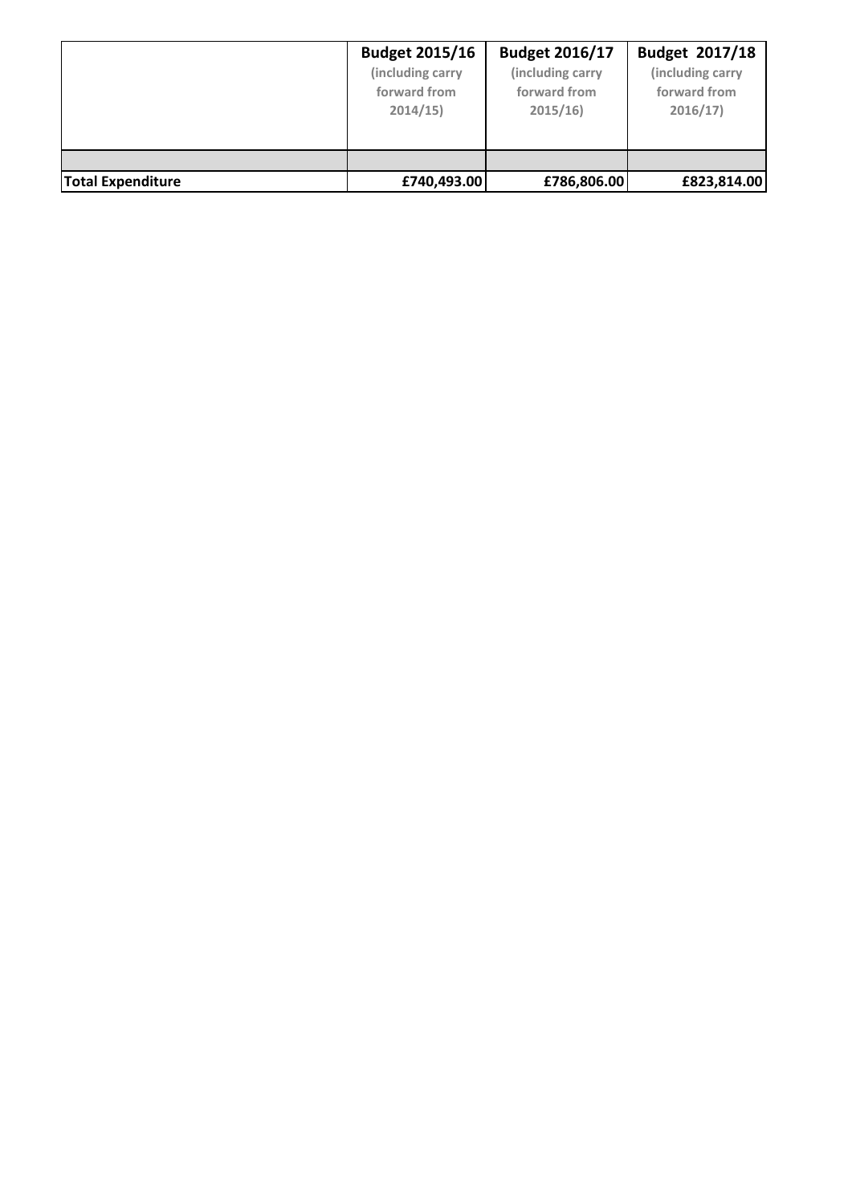| | Budget 2015/16 (including carry forward from 2014/15) | Budget 2016/17 (including carry forward from 2015/16) | Budget 2017/18 (including carry forward from 2016/17) |
|---|---|---|---|
| | | | |
| **Total Expenditure** | **£740,493.00** | **£786,806.00** | **£823,814.00** |